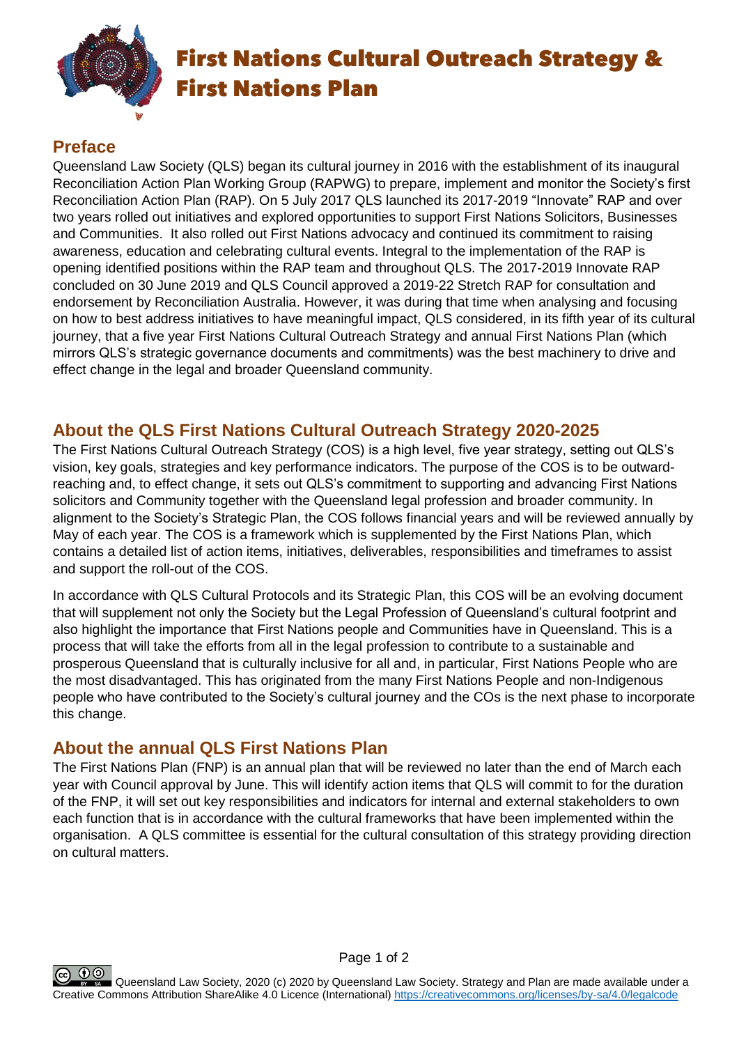# First Nations Cultural Outreach Strategy & First Nations Plan

## Preface

Queensland Law Society (QLS) began its cultural journey in 2016 with the establishment of its inaugural Reconciliation Action Plan Working Group (RAPWG) to prepare, implement and monitor the Society's first Reconciliation Action Plan (RAP). On 5 July 2017 QLS launched its 2017-2019 "Innovate" RAP and over two years rolled out initiatives and explored opportunities to support First Nations Solicitors, Businesses and Communities. It also rolled out First Nations advocacy and continued its commitment to raising awareness, education and celebrating cultural events. Integral to the implementation of the RAP is opening identified positions within the RAP team and throughout QLS. The 2017-2019 Innovate RAP concluded on 30 June 2019 and QLS Council approved a 2019-22 Stretch RAP for consultation and endorsement by Reconciliation Australia. However, it was during that time when analysing and focusing on how to best address initiatives to have meaningful impact, QLS considered, in its fifth year of its cultural journey, that a five year First Nations Cultural Outreach Strategy and annual First Nations Plan (which mirrors QLS's strategic governance documents and commitments) was the best machinery to drive and effect change in the legal and broader Queensland community.

## About the QLS First Nations Cultural Outreach Strategy 2020-2025

The First Nations Cultural Outreach Strategy (COS) is a high level, five year strategy, setting out QLS's vision, key goals, strategies and key performance indicators. The purpose of the COS is to be outward-reaching and, to effect change, it sets out QLS's commitment to supporting and advancing First Nations solicitors and Community together with the Queensland legal profession and broader community. In alignment to the Society's Strategic Plan, the COS follows financial years and will be reviewed annually by May of each year. The COS is a framework which is supplemented by the First Nations Plan, which contains a detailed list of action items, initiatives, deliverables, responsibilities and timeframes to assist and support the roll-out of the COS.

In accordance with QLS Cultural Protocols and its Strategic Plan, this COS will be an evolving document that will supplement not only the Society but the Legal Profession of Queensland's cultural footprint and also highlight the importance that First Nations people and Communities have in Queensland. This is a process that will take the efforts from all in the legal profession to contribute to a sustainable and prosperous Queensland that is culturally inclusive for all and, in particular, First Nations People who are the most disadvantaged. This has originated from the many First Nations People and non-Indigenous people who have contributed to the Society's cultural journey and the COs is the next phase to incorporate this change.

## About the annual QLS First Nations Plan

The First Nations Plan (FNP) is an annual plan that will be reviewed no later than the end of March each year with Council approval by June. This will identify action items that QLS will commit to for the duration of the FNP, it will set out key responsibilities and indicators for internal and external stakeholders to own each function that is in accordance with the cultural frameworks that have been implemented within the organisation. A QLS committee is essential for the cultural consultation of this strategy providing direction on cultural matters.

Queensland Law Society, 2020 (c) 2020 by Queensland Law Society. Strategy and Plan are made available under a Creative Commons Attribution ShareAlike 4.0 Licence (International) https://creativecommons.org/licenses/by-sa/4.0/legalcode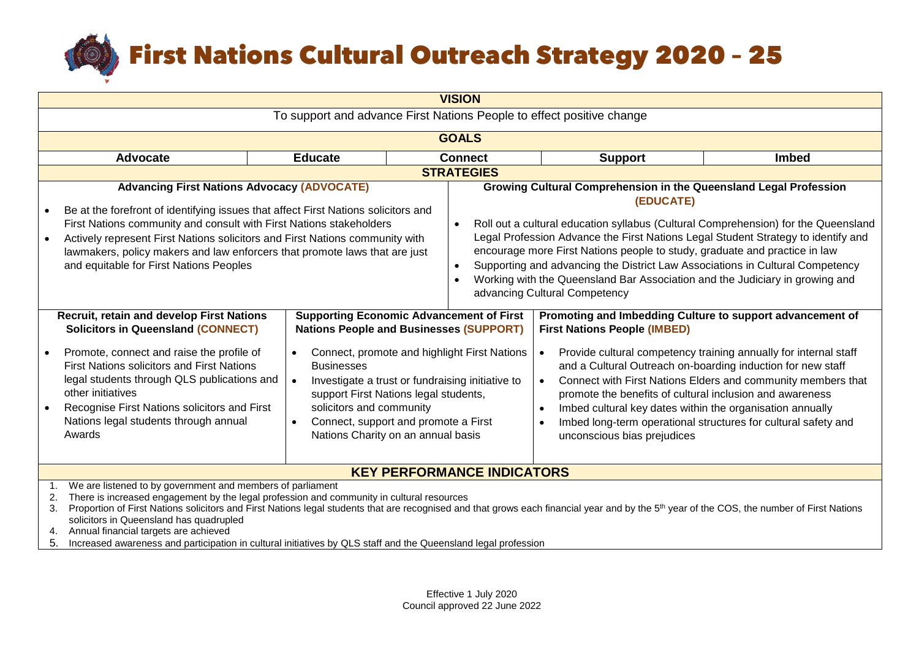# First Nations Cultural Outreach Strategy 2020 - 25

## VISION

To support and advance First Nations People to effect positive change

## GOALS

| Advocate | Educate | Connect | Support | Imbed |
|---|---|---|---|---|

## STRATEGIES

### Advancing First Nations Advocacy (ADVOCATE)

- Be at the forefront of identifying issues that affect First Nations solicitors and First Nations community and consult with First Nations stakeholders
- Actively represent First Nations solicitors and First Nations community with lawmakers, policy makers and law enforcers that promote laws that are just and equitable for First Nations Peoples

### Growing Cultural Comprehension in the Queensland Legal Profession (EDUCATE)

- Roll out a cultural education syllabus (Cultural Comprehension) for the Queensland Legal Profession Advance the First Nations Legal Student Strategy to identify and encourage more First Nations people to study, graduate and practice in law
- Supporting and advancing the District Law Associations in Cultural Competency
- Working with the Queensland Bar Association and the Judiciary in growing and advancing Cultural Competency

### Recruit, retain and develop First Nations Solicitors in Queensland (CONNECT)

- Promote, connect and raise the profile of First Nations solicitors and First Nations legal students through QLS publications and other initiatives
- Recognise First Nations solicitors and First Nations legal students through annual Awards

### Supporting Economic Advancement of First Nations People and Businesses (SUPPORT)

- Connect, promote and highlight First Nations Businesses
- Investigate a trust or fundraising initiative to support First Nations legal students, solicitors and community
- Connect, support and promote a First Nations Charity on an annual basis

### Promoting and Imbedding Culture to support advancement of First Nations People (IMBED)

- Provide cultural competency training annually for internal staff and a Cultural Outreach on-boarding induction for new staff
- Connect with First Nations Elders and community members that promote the benefits of cultural inclusion and awareness
- Imbed cultural key dates within the organisation annually
- Imbed long-term operational structures for cultural safety and unconscious bias prejudices

## KEY PERFORMANCE INDICATORS

1. We are listened to by government and members of parliament
2. There is increased engagement by the legal profession and community in cultural resources
3. Proportion of First Nations solicitors and First Nations legal students that are recognised and that grows each financial year and by the 5th year of the COS, the number of First Nations solicitors in Queensland has quadrupled
4. Annual financial targets are achieved
5. Increased awareness and participation in cultural initiatives by QLS staff and the Queensland legal profession

Effective 1 July 2020
Council approved 22 June 2022